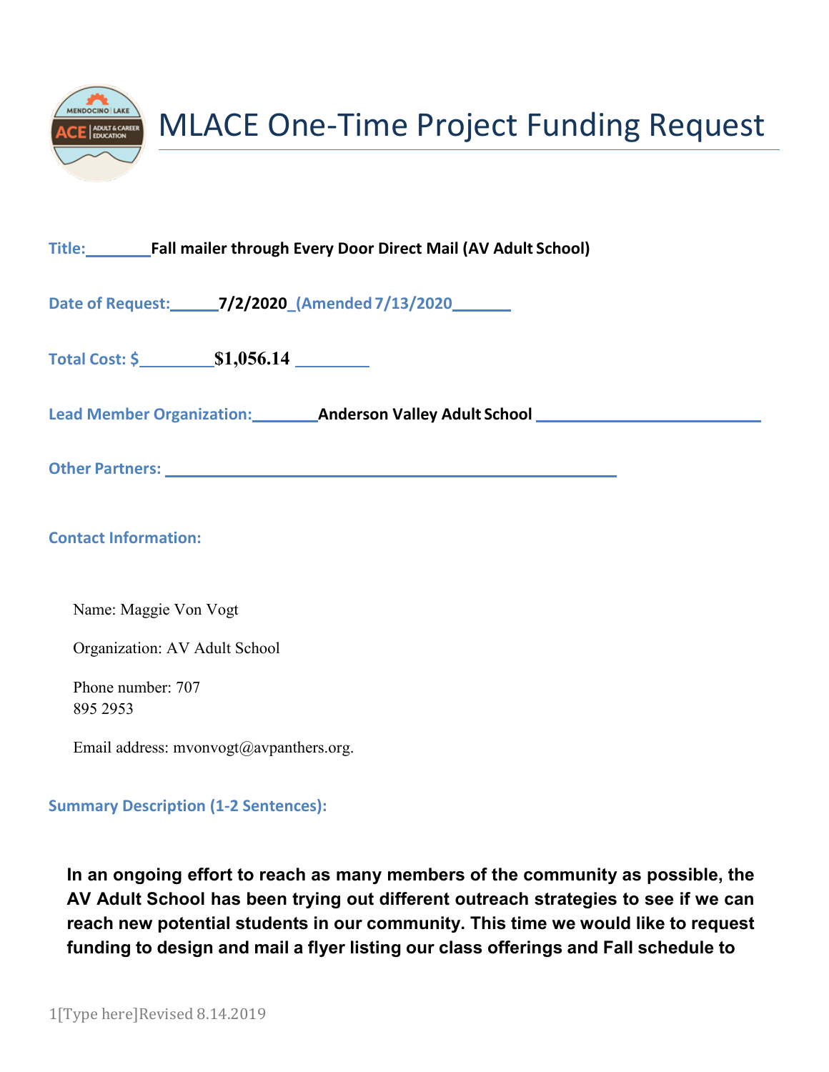# MLACE One-Time Project Funding Request

**Title:** **Fall mailer through Every Door Direct Mail (AV Adult School)**

**Date of Request:** **7/2/2020** (Amended 7/13/2020)

**Total Cost: $** **$1,056.14**

**Lead Member Organization:** **Anderson Valley Adult School**

**Other Partners:**

**Contact Information:**

Name: Maggie Von Vogt

Organization: AV Adult School

Phone number: 707 895 2953

Email address: mvonvogt@avpanthers.org.

**Summary Description (1-2 Sentences):**

**In an ongoing effort to reach as many members of the community as possible, the AV Adult School has been trying out different outreach strategies to see if we can reach new potential students in our community. This time we would like to request funding to design and mail a flyer listing our class offerings and Fall schedule to**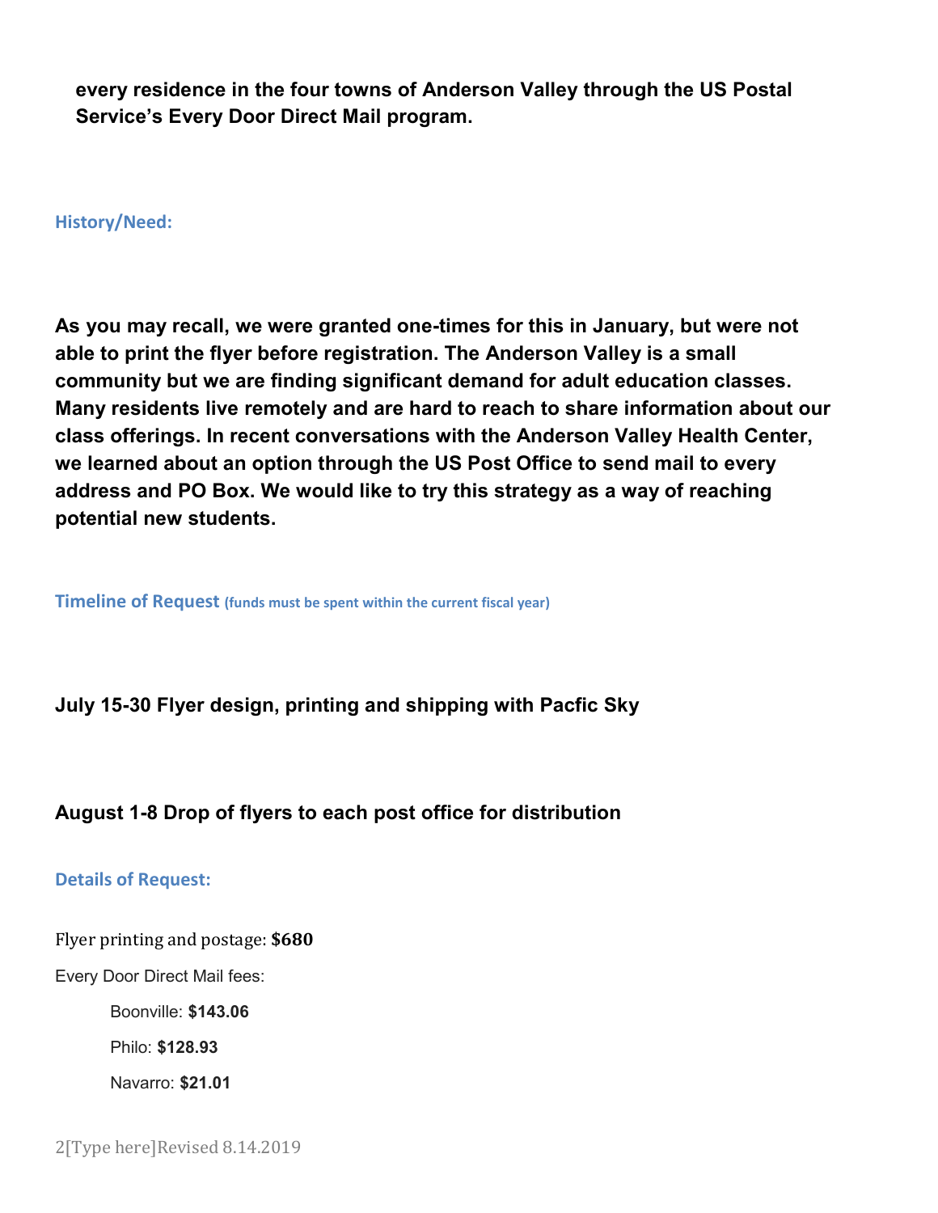**every residence in the four towns of Anderson Valley through the US Postal Service's Every Door Direct Mail program.**

### History/Need:

**As you may recall, we were granted one-times for this in January, but were not able to print the flyer before registration. The Anderson Valley is a small community but we are finding significant demand for adult education classes. Many residents live remotely and are hard to reach to share information about our class offerings. In recent conversations with the Anderson Valley Health Center, we learned about an option through the US Post Office to send mail to every address and PO Box. We would like to try this strategy as a way of reaching potential new students.**

### Timeline of Request (funds must be spent within the current fiscal year)

**July 15-30 Flyer design, printing and shipping with Pacfic Sky**

**August 1-8 Drop of flyers to each post office for distribution**

### Details of Request:

Flyer printing and postage: **$680**

Every Door Direct Mail fees:

- Boonville: **$143.06**
- Philo: **$128.93**
- Navarro: **$21.01**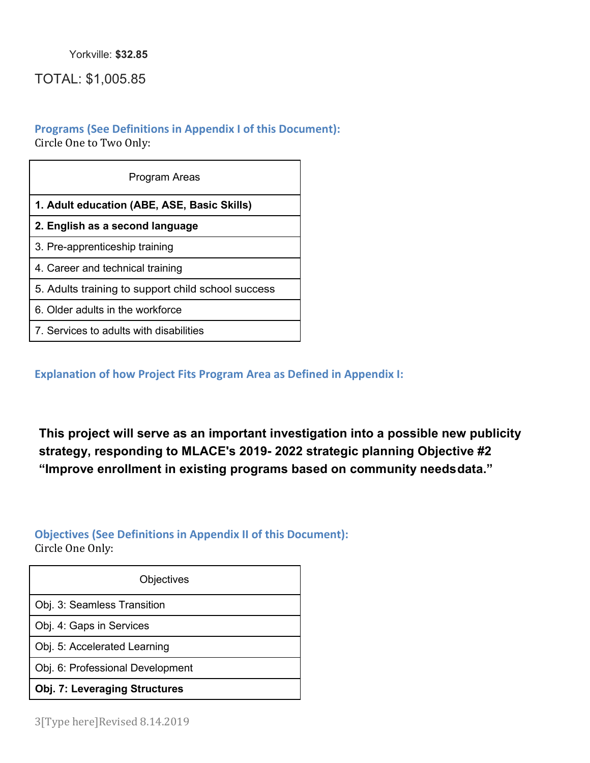Yorkville: **$32.85**

TOTAL: $1,005.85

### Programs (See Definitions in Appendix I of this Document):

Circle One to Two Only:

| Program Areas |
|---|
| **1. Adult education (ABE, ASE, Basic Skills)** |
| **2. English as a second language** |
| 3. Pre-apprenticeship training |
| 4. Career and technical training |
| 5. Adults training to support child school success |
| 6. Older adults in the workforce |
| 7. Services to adults with disabilities |

### Explanation of how Project Fits Program Area as Defined in Appendix I:

**This project will serve as an important investigation into a possible new publicity strategy, responding to MLACE's 2019- 2022 strategic planning Objective #2 "Improve enrollment in existing programs based on community needs data."**

### Objectives (See Definitions in Appendix II of this Document):

Circle One Only:

| Objectives |
|---|
| Obj. 3: Seamless Transition |
| Obj. 4: Gaps in Services |
| Obj. 5: Accelerated Learning |
| Obj. 6: Professional Development |
| **Obj. 7: Leveraging Structures** |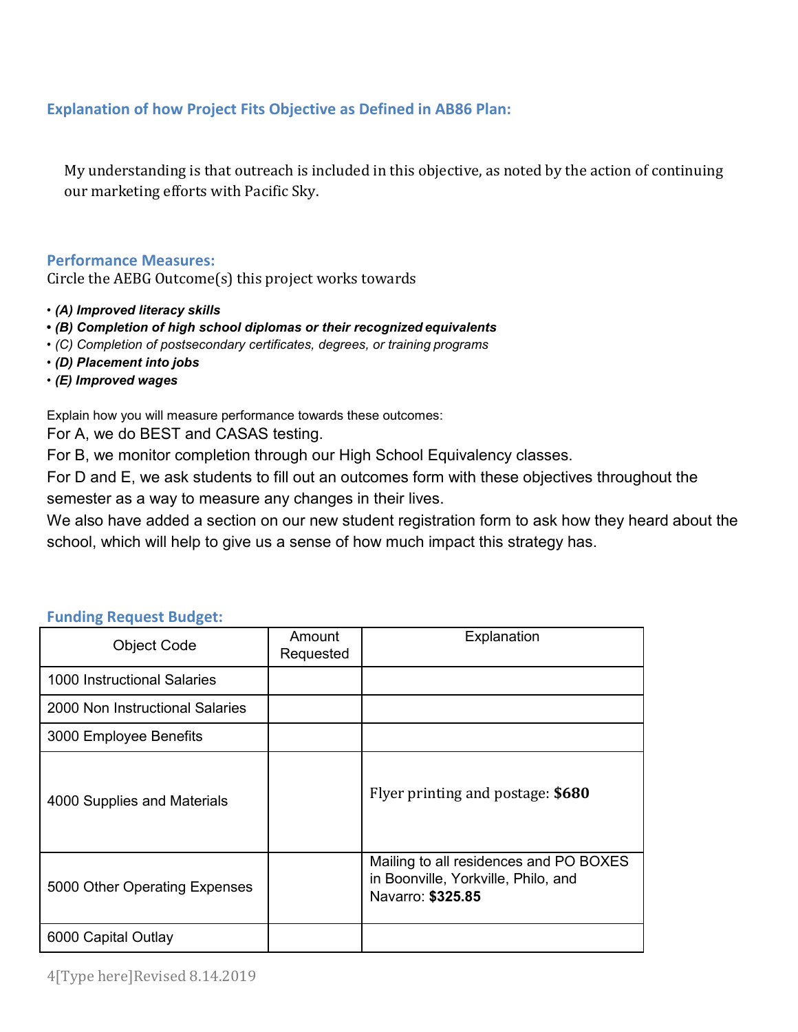### Explanation of how Project Fits Objective as Defined in AB86 Plan:

My understanding is that outreach is included in this objective, as noted by the action of continuing our marketing efforts with Pacific Sky.

### Performance Measures:

Circle the AEBG Outcome(s) this project works towards

- ***(A) Improved literacy skills***
- ***(B) Completion of high school diplomas or their recognized equivalents***
- *(C) Completion of postsecondary certificates, degrees, or training programs*
- ***(D) Placement into jobs***
- ***(E) Improved wages***

Explain how you will measure performance towards these outcomes:

For A, we do BEST and CASAS testing.

For B, we monitor completion through our High School Equivalency classes.

For D and E, we ask students to fill out an outcomes form with these objectives throughout the semester as a way to measure any changes in their lives.

We also have added a section on our new student registration form to ask how they heard about the school, which will help to give us a sense of how much impact this strategy has.

### Funding Request Budget:

| Object Code | Amount Requested | Explanation |
|---|---|---|
| 1000 Instructional Salaries | | |
| 2000 Non Instructional Salaries | | |
| 3000 Employee Benefits | | |
| 4000 Supplies and Materials | | Flyer printing and postage: **$680** |
| 5000 Other Operating Expenses | | Mailing to all residences and PO BOXES in Boonville, Yorkville, Philo, and Navarro: **$325.85** |
| 6000 Capital Outlay | | |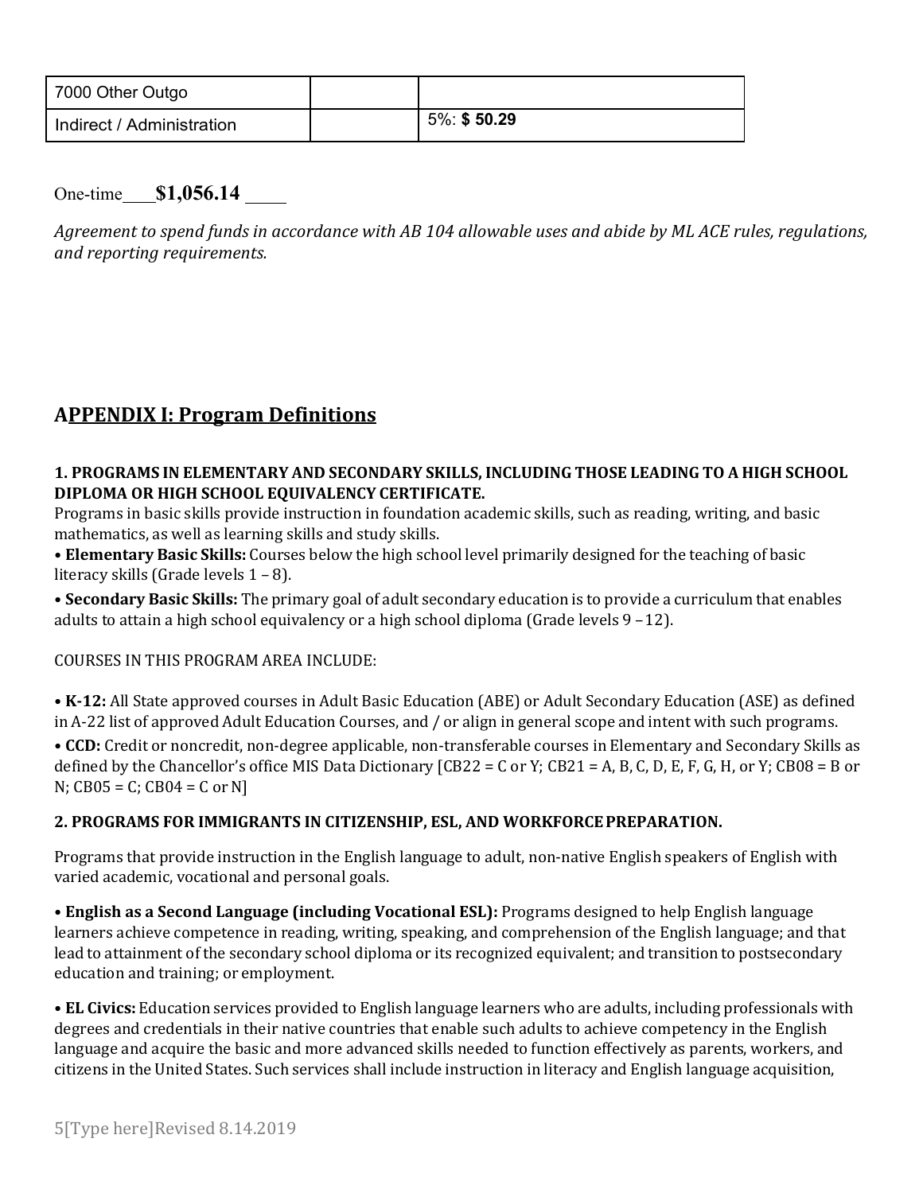| | | |
|---|---|---|
| 7000 Other Outgo | | |
| Indirect / Administration | | 5%: **$ 50.29** |

One-time____**$1,056.14** ____

*Agreement to spend funds in accordance with AB 104 allowable uses and abide by ML ACE rules, regulations, and reporting requirements.*

## APPENDIX I: Program Definitions

**1. PROGRAMS IN ELEMENTARY AND SECONDARY SKILLS, INCLUDING THOSE LEADING TO A HIGH SCHOOL DIPLOMA OR HIGH SCHOOL EQUIVALENCY CERTIFICATE.**

Programs in basic skills provide instruction in foundation academic skills, such as reading, writing, and basic mathematics, as well as learning skills and study skills.

• **Elementary Basic Skills:** Courses below the high school level primarily designed for the teaching of basic literacy skills (Grade levels 1 – 8).

• **Secondary Basic Skills:** The primary goal of adult secondary education is to provide a curriculum that enables adults to attain a high school equivalency or a high school diploma (Grade levels 9 –12).

COURSES IN THIS PROGRAM AREA INCLUDE:

• **K-12:** All State approved courses in Adult Basic Education (ABE) or Adult Secondary Education (ASE) as defined in A-22 list of approved Adult Education Courses, and / or align in general scope and intent with such programs.

• **CCD:** Credit or noncredit, non-degree applicable, non-transferable courses in Elementary and Secondary Skills as defined by the Chancellor's office MIS Data Dictionary [CB22 = C or Y; CB21 = A, B, C, D, E, F, G, H, or Y; CB08 = B or N; CB05 = C; CB04 = C or N]

**2. PROGRAMS FOR IMMIGRANTS IN CITIZENSHIP, ESL, AND WORKFORCE PREPARATION.**

Programs that provide instruction in the English language to adult, non-native English speakers of English with varied academic, vocational and personal goals.

• **English as a Second Language (including Vocational ESL):** Programs designed to help English language learners achieve competence in reading, writing, speaking, and comprehension of the English language; and that lead to attainment of the secondary school diploma or its recognized equivalent; and transition to postsecondary education and training; or employment.

• **EL Civics:** Education services provided to English language learners who are adults, including professionals with degrees and credentials in their native countries that enable such adults to achieve competency in the English language and acquire the basic and more advanced skills needed to function effectively as parents, workers, and citizens in the United States. Such services shall include instruction in literacy and English language acquisition,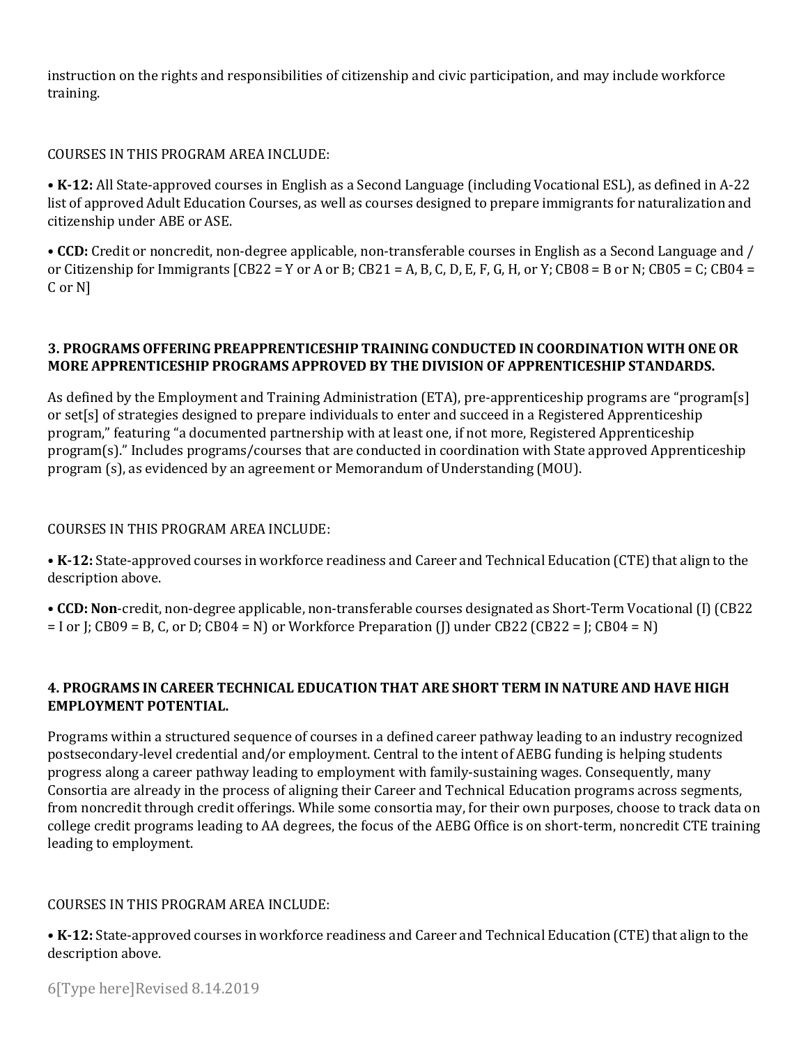instruction on the rights and responsibilities of citizenship and civic participation, and may include workforce training.

COURSES IN THIS PROGRAM AREA INCLUDE:

- **K-12:** All State-approved courses in English as a Second Language (including Vocational ESL), as defined in A-22 list of approved Adult Education Courses, as well as courses designed to prepare immigrants for naturalization and citizenship under ABE or ASE.
- **CCD:** Credit or noncredit, non-degree applicable, non-transferable courses in English as a Second Language and / or Citizenship for Immigrants [CB22 = Y or A or B; CB21 = A, B, C, D, E, F, G, H, or Y; CB08 = B or N; CB05 = C; CB04 = C or N]

### 3. PROGRAMS OFFERING PREAPPRENTICESHIP TRAINING CONDUCTED IN COORDINATION WITH ONE OR MORE APPRENTICESHIP PROGRAMS APPROVED BY THE DIVISION OF APPRENTICESHIP STANDARDS.

As defined by the Employment and Training Administration (ETA), pre-apprenticeship programs are "program[s] or set[s] of strategies designed to prepare individuals to enter and succeed in a Registered Apprenticeship program," featuring "a documented partnership with at least one, if not more, Registered Apprenticeship program(s)." Includes programs/courses that are conducted in coordination with State approved Apprenticeship program (s), as evidenced by an agreement or Memorandum of Understanding (MOU).

COURSES IN THIS PROGRAM AREA INCLUDE:

- **K-12:** State-approved courses in workforce readiness and Career and Technical Education (CTE) that align to the description above.
- **CCD: Non**-credit, non-degree applicable, non-transferable courses designated as Short-Term Vocational (I) (CB22 = I or J; CB09 = B, C, or D; CB04 = N) or Workforce Preparation (J) under CB22 (CB22 = J; CB04 = N)

### 4. PROGRAMS IN CAREER TECHNICAL EDUCATION THAT ARE SHORT TERM IN NATURE AND HAVE HIGH EMPLOYMENT POTENTIAL.

Programs within a structured sequence of courses in a defined career pathway leading to an industry recognized postsecondary-level credential and/or employment. Central to the intent of AEBG funding is helping students progress along a career pathway leading to employment with family-sustaining wages. Consequently, many Consortia are already in the process of aligning their Career and Technical Education programs across segments, from noncredit through credit offerings. While some consortia may, for their own purposes, choose to track data on college credit programs leading to AA degrees, the focus of the AEBG Office is on short-term, noncredit CTE training leading to employment.

COURSES IN THIS PROGRAM AREA INCLUDE:

- **K-12:** State-approved courses in workforce readiness and Career and Technical Education (CTE) that align to the description above.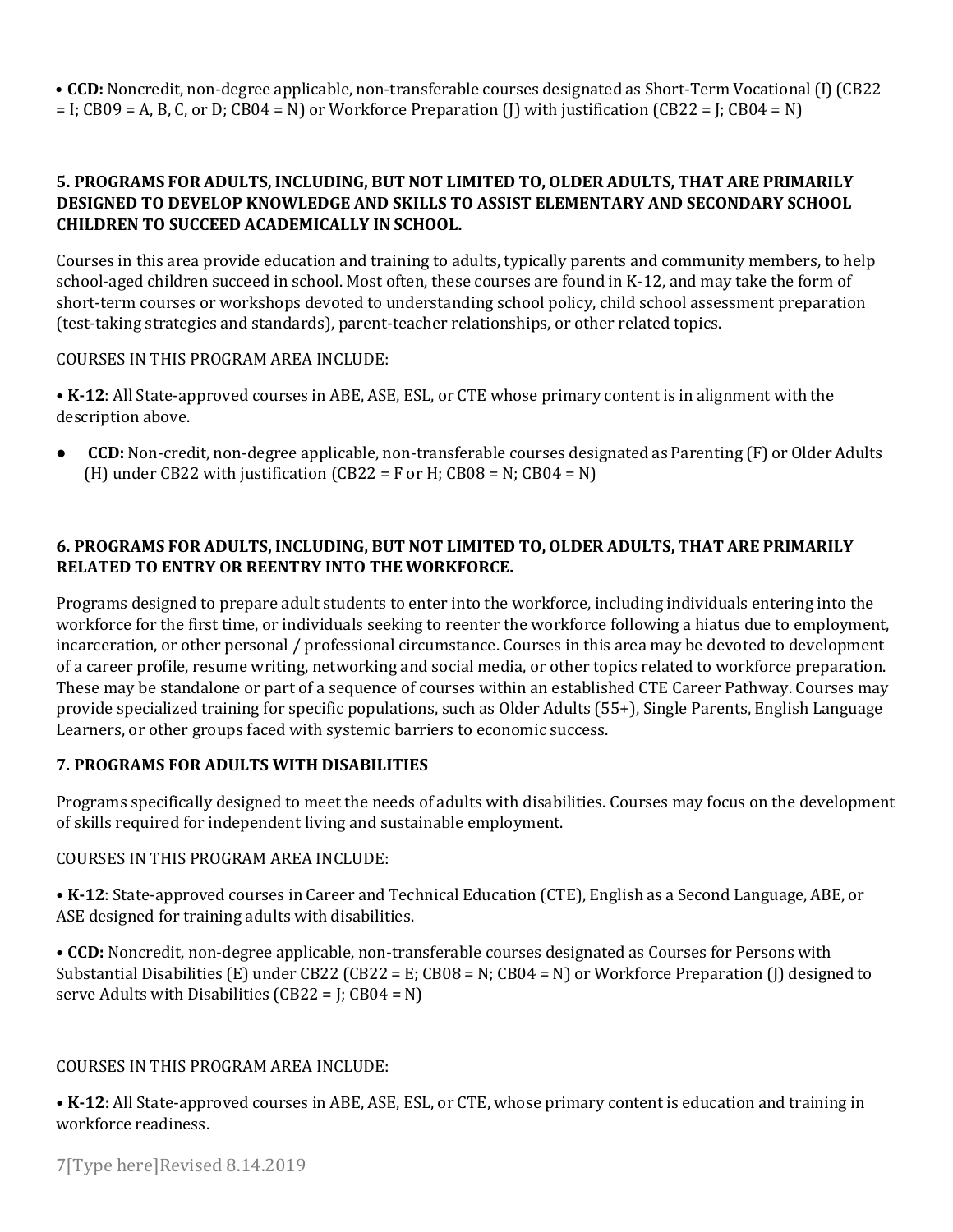• **CCD:** Noncredit, non-degree applicable, non-transferable courses designated as Short-Term Vocational (I) (CB22 = I; CB09 = A, B, C, or D; CB04 = N) or Workforce Preparation (J) with justification (CB22 = J; CB04 = N)

### 5. PROGRAMS FOR ADULTS, INCLUDING, BUT NOT LIMITED TO, OLDER ADULTS, THAT ARE PRIMARILY DESIGNED TO DEVELOP KNOWLEDGE AND SKILLS TO ASSIST ELEMENTARY AND SECONDARY SCHOOL CHILDREN TO SUCCEED ACADEMICALLY IN SCHOOL.

Courses in this area provide education and training to adults, typically parents and community members, to help school-aged children succeed in school. Most often, these courses are found in K-12, and may take the form of short-term courses or workshops devoted to understanding school policy, child school assessment preparation (test-taking strategies and standards), parent-teacher relationships, or other related topics.

COURSES IN THIS PROGRAM AREA INCLUDE:

• **K-12**: All State-approved courses in ABE, ASE, ESL, or CTE whose primary content is in alignment with the description above.

- **CCD:** Non-credit, non-degree applicable, non-transferable courses designated as Parenting (F) or Older Adults (H) under CB22 with justification (CB22 = F or H; CB08 = N; CB04 = N)

### 6. PROGRAMS FOR ADULTS, INCLUDING, BUT NOT LIMITED TO, OLDER ADULTS, THAT ARE PRIMARILY RELATED TO ENTRY OR REENTRY INTO THE WORKFORCE.

Programs designed to prepare adult students to enter into the workforce, including individuals entering into the workforce for the first time, or individuals seeking to reenter the workforce following a hiatus due to employment, incarceration, or other personal / professional circumstance. Courses in this area may be devoted to development of a career profile, resume writing, networking and social media, or other topics related to workforce preparation. These may be standalone or part of a sequence of courses within an established CTE Career Pathway. Courses may provide specialized training for specific populations, such as Older Adults (55+), Single Parents, English Language Learners, or other groups faced with systemic barriers to economic success.

### 7. PROGRAMS FOR ADULTS WITH DISABILITIES

Programs specifically designed to meet the needs of adults with disabilities. Courses may focus on the development of skills required for independent living and sustainable employment.

COURSES IN THIS PROGRAM AREA INCLUDE:

• **K-12**: State-approved courses in Career and Technical Education (CTE), English as a Second Language, ABE, or ASE designed for training adults with disabilities.

• **CCD:** Noncredit, non-degree applicable, non-transferable courses designated as Courses for Persons with Substantial Disabilities (E) under CB22 (CB22 = E; CB08 = N; CB04 = N) or Workforce Preparation (J) designed to serve Adults with Disabilities (CB22 = J; CB04 = N)

COURSES IN THIS PROGRAM AREA INCLUDE:

• **K-12:** All State-approved courses in ABE, ASE, ESL, or CTE, whose primary content is education and training in workforce readiness.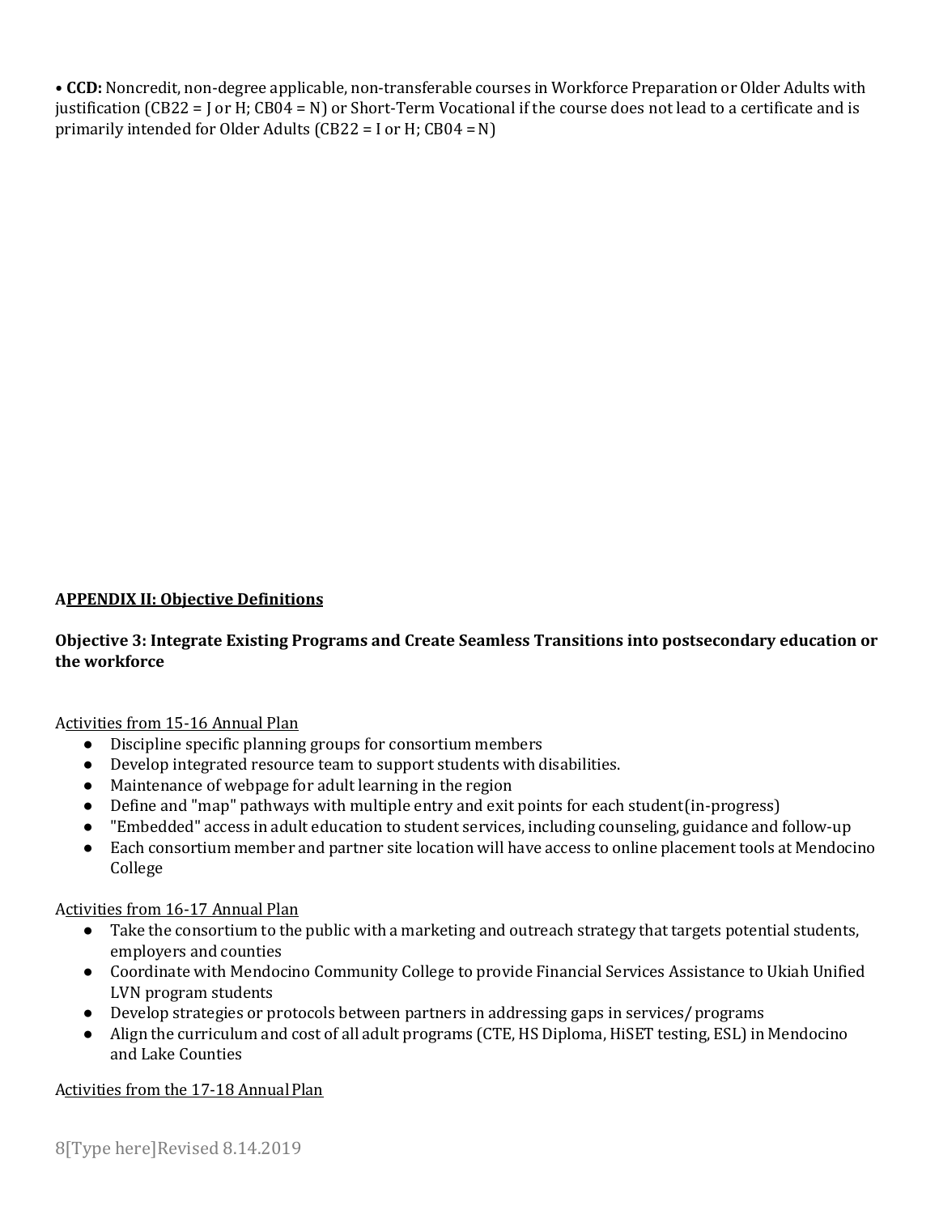• **CCD:** Noncredit, non-degree applicable, non-transferable courses in Workforce Preparation or Older Adults with justification (CB22 = J or H; CB04 = N) or Short-Term Vocational if the course does not lead to a certificate and is primarily intended for Older Adults (CB22 = I or H; CB04 = N)

## APPENDIX II: Objective Definitions

### Objective 3: Integrate Existing Programs and Create Seamless Transitions into postsecondary education or the workforce

Activities from 15-16 Annual Plan

- Discipline specific planning groups for consortium members
- Develop integrated resource team to support students with disabilities.
- Maintenance of webpage for adult learning in the region
- Define and "map" pathways with multiple entry and exit points for each student(in-progress)
- "Embedded" access in adult education to student services, including counseling, guidance and follow-up
- Each consortium member and partner site location will have access to online placement tools at Mendocino College

Activities from 16-17 Annual Plan

- Take the consortium to the public with a marketing and outreach strategy that targets potential students, employers and counties
- Coordinate with Mendocino Community College to provide Financial Services Assistance to Ukiah Unified LVN program students
- Develop strategies or protocols between partners in addressing gaps in services/ programs
- Align the curriculum and cost of all adult programs (CTE, HS Diploma, HiSET testing, ESL) in Mendocino and Lake Counties

Activities from the 17-18 Annual Plan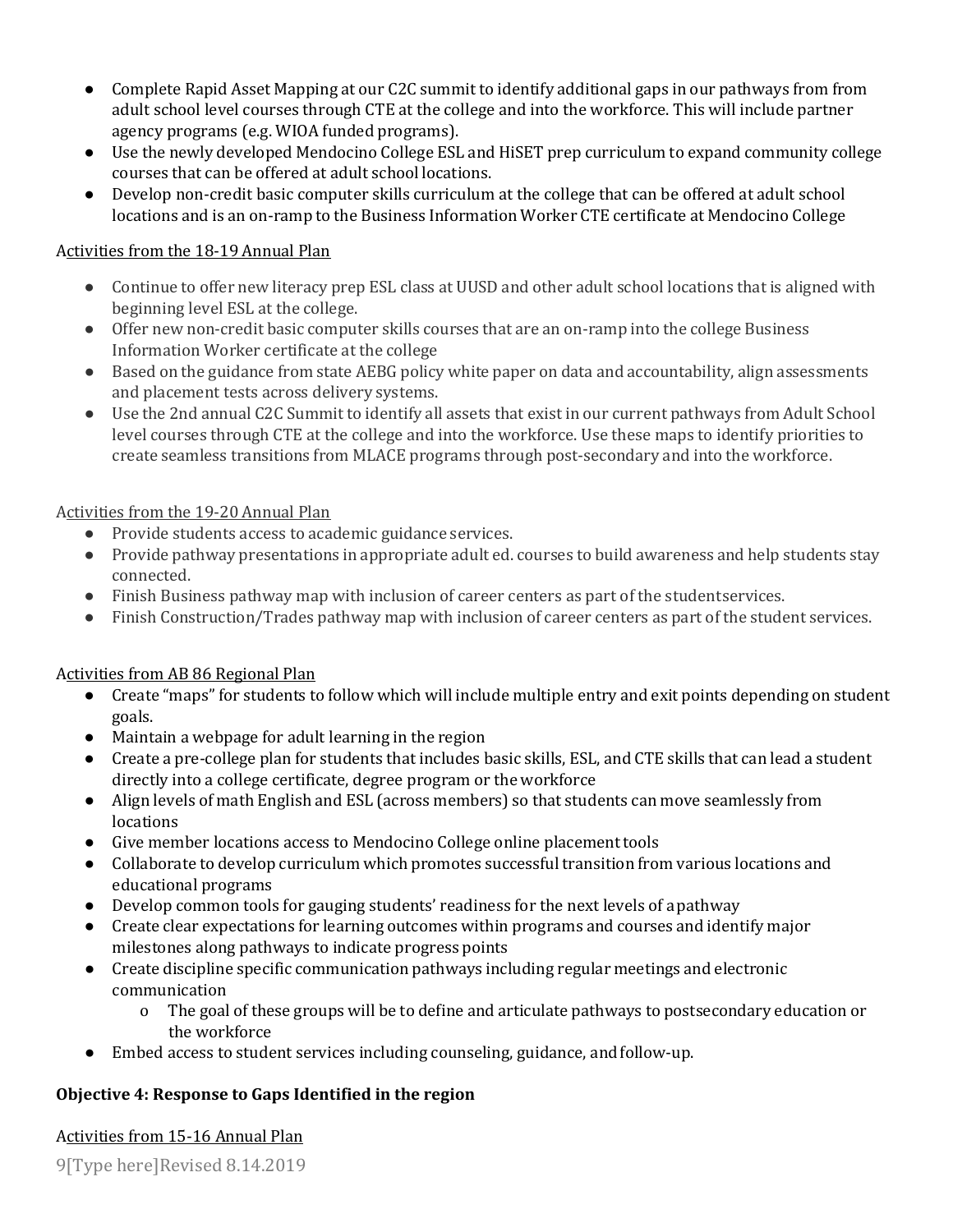- Complete Rapid Asset Mapping at our C2C summit to identify additional gaps in our pathways from from adult school level courses through CTE at the college and into the workforce. This will include partner agency programs (e.g. WIOA funded programs).
- Use the newly developed Mendocino College ESL and HiSET prep curriculum to expand community college courses that can be offered at adult school locations.
- Develop non-credit basic computer skills curriculum at the college that can be offered at adult school locations and is an on-ramp to the Business Information Worker CTE certificate at Mendocino College

Activities from the 18-19 Annual Plan

- Continue to offer new literacy prep ESL class at UUSD and other adult school locations that is aligned with beginning level ESL at the college.
- Offer new non-credit basic computer skills courses that are an on-ramp into the college Business Information Worker certificate at the college
- Based on the guidance from state AEBG policy white paper on data and accountability, align assessments and placement tests across delivery systems.
- Use the 2nd annual C2C Summit to identify all assets that exist in our current pathways from Adult School level courses through CTE at the college and into the workforce. Use these maps to identify priorities to create seamless transitions from MLACE programs through post-secondary and into the workforce.

Activities from the 19-20 Annual Plan

- Provide students access to academic guidance services.
- Provide pathway presentations in appropriate adult ed. courses to build awareness and help students stay connected.
- Finish Business pathway map with inclusion of career centers as part of the studentservices.
- Finish Construction/Trades pathway map with inclusion of career centers as part of the student services.

Activities from AB 86 Regional Plan

- Create "maps" for students to follow which will include multiple entry and exit points depending on student goals.
- Maintain a webpage for adult learning in the region
- Create a pre-college plan for students that includes basic skills, ESL, and CTE skills that can lead a student directly into a college certificate, degree program or the workforce
- Align levels of math English and ESL (across members) so that students can move seamlessly from locations
- Give member locations access to Mendocino College online placement tools
- Collaborate to develop curriculum which promotes successful transition from various locations and educational programs
- Develop common tools for gauging students' readiness for the next levels of apathway
- Create clear expectations for learning outcomes within programs and courses and identify major milestones along pathways to indicate progress points
- Create discipline specific communication pathways including regular meetings and electronic communication
    - The goal of these groups will be to define and articulate pathways to postsecondary education or the workforce
- Embed access to student services including counseling, guidance, and follow-up.

**Objective 4: Response to Gaps Identified in the region**

Activities from 15-16 Annual Plan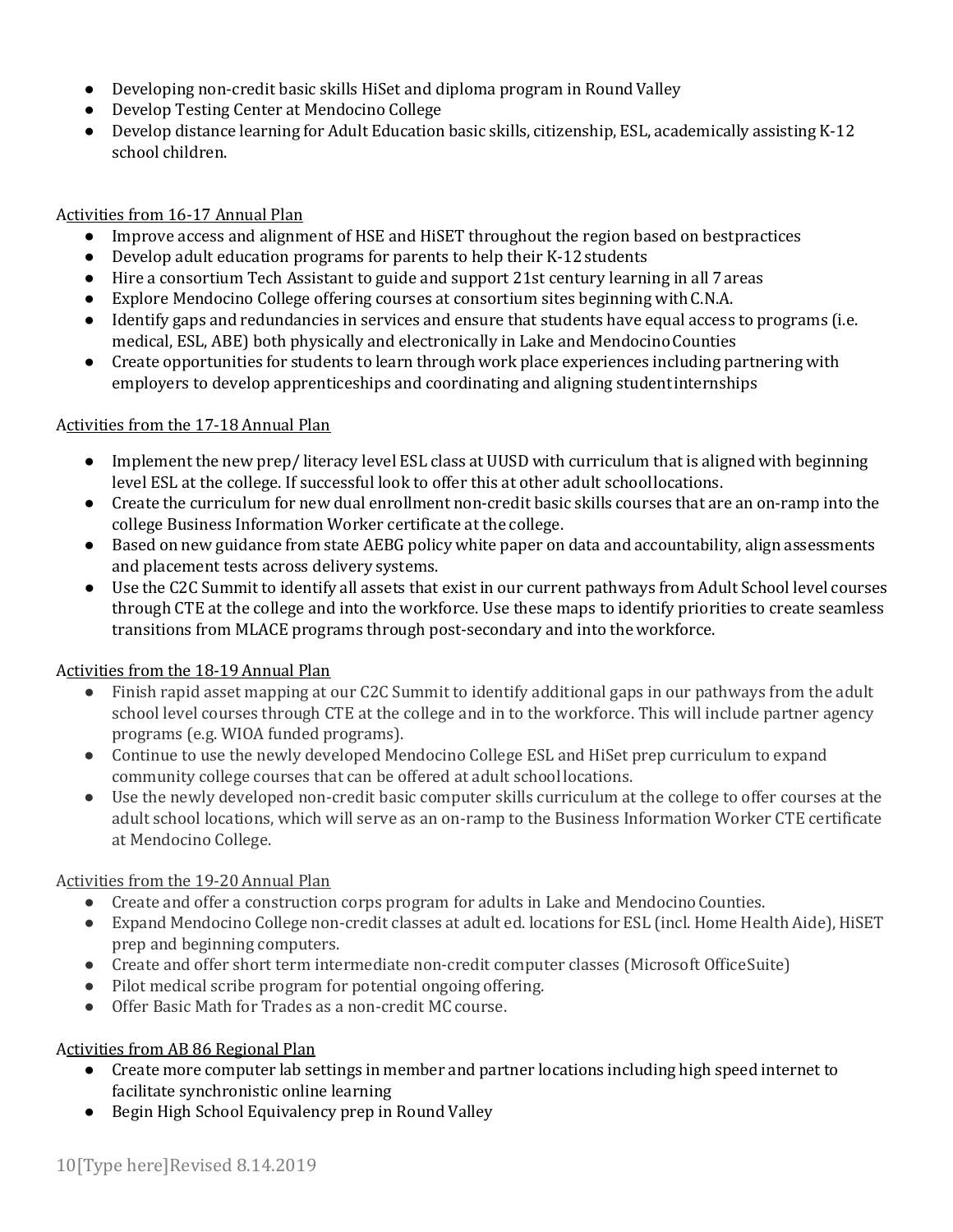- Developing non-credit basic skills HiSet and diploma program in Round Valley
- Develop Testing Center at Mendocino College
- Develop distance learning for Adult Education basic skills, citizenship, ESL, academically assisting K-12 school children.

Activities from 16-17 Annual Plan

- Improve access and alignment of HSE and HiSET throughout the region based on bestpractices
- Develop adult education programs for parents to help their K-12 students
- Hire a consortium Tech Assistant to guide and support 21st century learning in all 7 areas
- Explore Mendocino College offering courses at consortium sites beginning with C.N.A.
- Identify gaps and redundancies in services and ensure that students have equal access to programs (i.e. medical, ESL, ABE) both physically and electronically in Lake and Mendocino Counties
- Create opportunities for students to learn through work place experiences including partnering with employers to develop apprenticeships and coordinating and aligning student internships

Activities from the 17-18 Annual Plan

- Implement the new prep/ literacy level ESL class at UUSD with curriculum that is aligned with beginning level ESL at the college. If successful look to offer this at other adult school locations.
- Create the curriculum for new dual enrollment non-credit basic skills courses that are an on-ramp into the college Business Information Worker certificate at the college.
- Based on new guidance from state AEBG policy white paper on data and accountability, align assessments and placement tests across delivery systems.
- Use the C2C Summit to identify all assets that exist in our current pathways from Adult School level courses through CTE at the college and into the workforce. Use these maps to identify priorities to create seamless transitions from MLACE programs through post-secondary and into the workforce.

Activities from the 18-19 Annual Plan

- Finish rapid asset mapping at our C2C Summit to identify additional gaps in our pathways from the adult school level courses through CTE at the college and in to the workforce. This will include partner agency programs (e.g. WIOA funded programs).
- Continue to use the newly developed Mendocino College ESL and HiSet prep curriculum to expand community college courses that can be offered at adult school locations.
- Use the newly developed non-credit basic computer skills curriculum at the college to offer courses at the adult school locations, which will serve as an on-ramp to the Business Information Worker CTE certificate at Mendocino College.

Activities from the 19-20 Annual Plan

- Create and offer a construction corps program for adults in Lake and Mendocino Counties.
- Expand Mendocino College non-credit classes at adult ed. locations for ESL (incl. Home Health Aide), HiSET prep and beginning computers.
- Create and offer short term intermediate non-credit computer classes (Microsoft OfficeSuite)
- Pilot medical scribe program for potential ongoing offering.
- Offer Basic Math for Trades as a non-credit MC course.

Activities from AB 86 Regional Plan

- Create more computer lab settings in member and partner locations including high speed internet to facilitate synchronistic online learning
- Begin High School Equivalency prep in Round Valley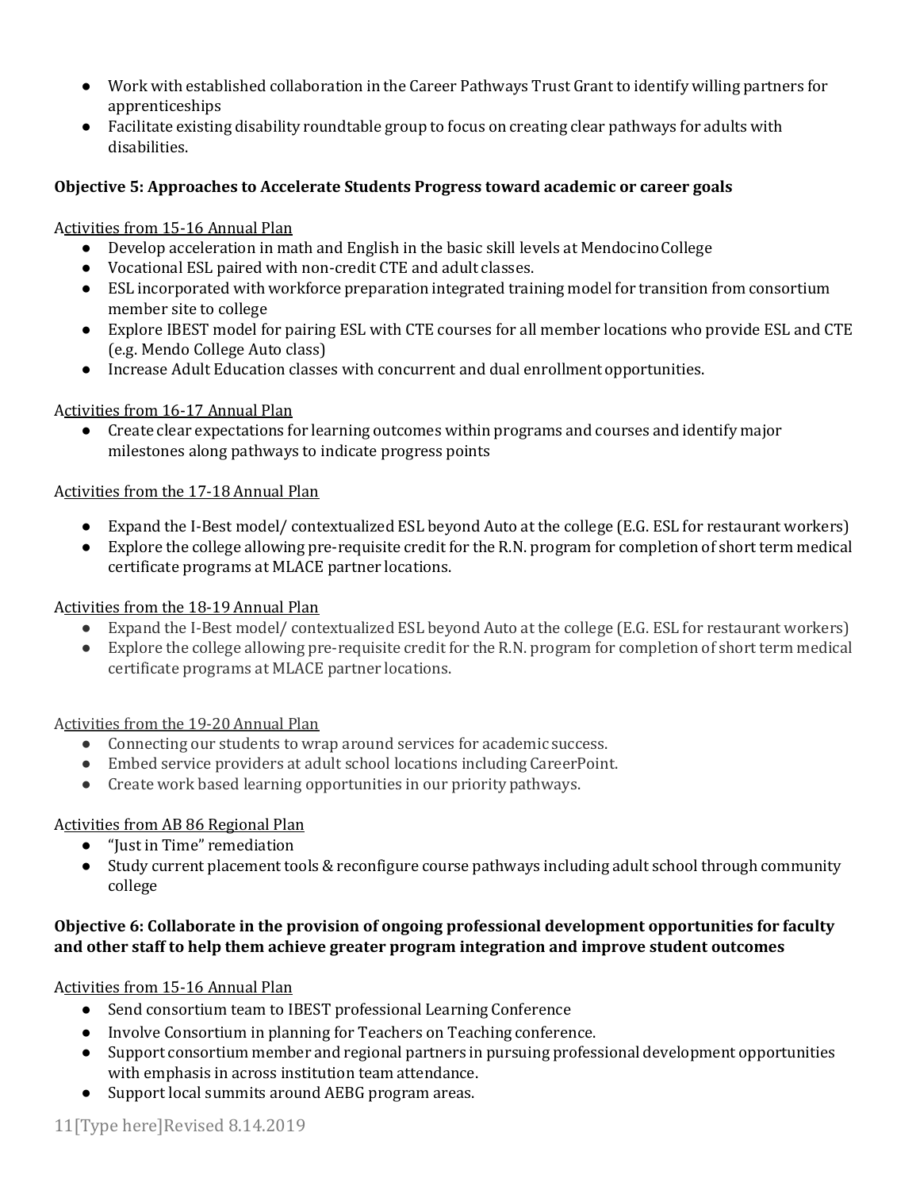- Work with established collaboration in the Career Pathways Trust Grant to identify willing partners for apprenticeships
- Facilitate existing disability roundtable group to focus on creating clear pathways for adults with disabilities.

**Objective 5: Approaches to Accelerate Students Progress toward academic or career goals**

Activities from 15-16 Annual Plan

- Develop acceleration in math and English in the basic skill levels at Mendocino College
- Vocational ESL paired with non-credit CTE and adult classes.
- ESL incorporated with workforce preparation integrated training model for transition from consortium member site to college
- Explore IBEST model for pairing ESL with CTE courses for all member locations who provide ESL and CTE (e.g. Mendo College Auto class)
- Increase Adult Education classes with concurrent and dual enrollment opportunities.

Activities from 16-17 Annual Plan

- Create clear expectations for learning outcomes within programs and courses and identify major milestones along pathways to indicate progress points

Activities from the 17-18 Annual Plan

- Expand the I-Best model/ contextualized ESL beyond Auto at the college (E.G. ESL for restaurant workers)
- Explore the college allowing pre-requisite credit for the R.N. program for completion of short term medical certificate programs at MLACE partner locations.

Activities from the 18-19 Annual Plan

- Expand the I-Best model/ contextualized ESL beyond Auto at the college (E.G. ESL for restaurant workers)
- Explore the college allowing pre-requisite credit for the R.N. program for completion of short term medical certificate programs at MLACE partner locations.

Activities from the 19-20 Annual Plan

- Connecting our students to wrap around services for academic success.
- Embed service providers at adult school locations including CareerPoint.
- Create work based learning opportunities in our priority pathways.

Activities from AB 86 Regional Plan

- "Just in Time" remediation
- Study current placement tools & reconfigure course pathways including adult school through community college

**Objective 6: Collaborate in the provision of ongoing professional development opportunities for faculty and other staff to help them achieve greater program integration and improve student outcomes**

Activities from 15-16 Annual Plan

- Send consortium team to IBEST professional Learning Conference
- Involve Consortium in planning for Teachers on Teaching conference.
- Support consortium member and regional partners in pursuing professional development opportunities with emphasis in across institution team attendance.
- Support local summits around AEBG program areas.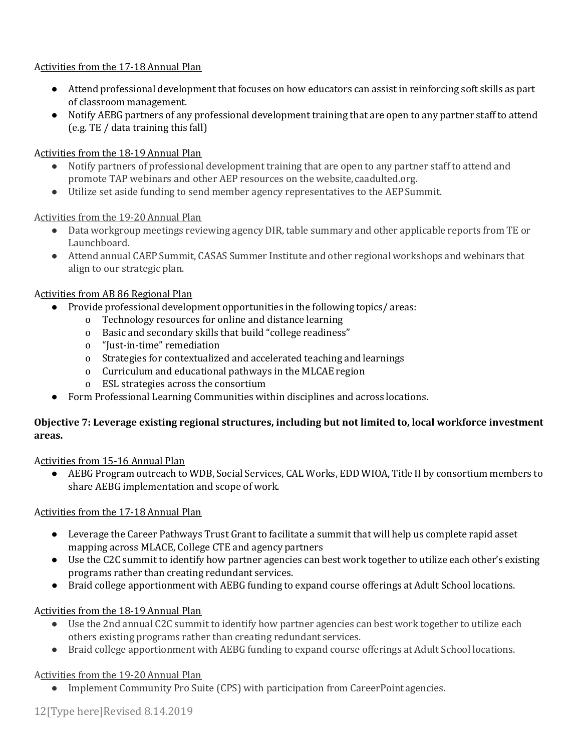Activities from the 17-18 Annual Plan

- Attend professional development that focuses on how educators can assist in reinforcing soft skills as part of classroom management.
- Notify AEBG partners of any professional development training that are open to any partner staff to attend (e.g. TE / data training this fall)

Activities from the 18-19 Annual Plan

- Notify partners of professional development training that are open to any partner staff to attend and promote TAP webinars and other AEP resources on the website, caadulted.org.
- Utilize set aside funding to send member agency representatives to the AEP Summit.

Activities from the 19-20 Annual Plan

- Data workgroup meetings reviewing agency DIR, table summary and other applicable reports from TE or Launchboard.
- Attend annual CAEP Summit, CASAS Summer Institute and other regional workshops and webinars that align to our strategic plan.

Activities from AB 86 Regional Plan

- Provide professional development opportunities in the following topics/ areas:
  - Technology resources for online and distance learning
  - Basic and secondary skills that build "college readiness"
  - "Just-in-time" remediation
  - Strategies for contextualized and accelerated teaching and learnings
  - Curriculum and educational pathways in the MLCAE region
  - ESL strategies across the consortium
- Form Professional Learning Communities within disciplines and across locations.

**Objective 7: Leverage existing regional structures, including but not limited to, local workforce investment areas.**

Activities from 15-16 Annual Plan

- AEBG Program outreach to WDB, Social Services, CAL Works, EDD WIOA, Title II by consortium members to share AEBG implementation and scope of work.

Activities from the 17-18 Annual Plan

- Leverage the Career Pathways Trust Grant to facilitate a summit that will help us complete rapid asset mapping across MLACE, College CTE and agency partners
- Use the C2C summit to identify how partner agencies can best work together to utilize each other's existing programs rather than creating redundant services.
- Braid college apportionment with AEBG funding to expand course offerings at Adult School locations.

Activities from the 18-19 Annual Plan

- Use the 2nd annual C2C summit to identify how partner agencies can best work together to utilize each others existing programs rather than creating redundant services.
- Braid college apportionment with AEBG funding to expand course offerings at Adult School locations.

Activities from the 19-20 Annual Plan

- Implement Community Pro Suite (CPS) with participation from CareerPoint agencies.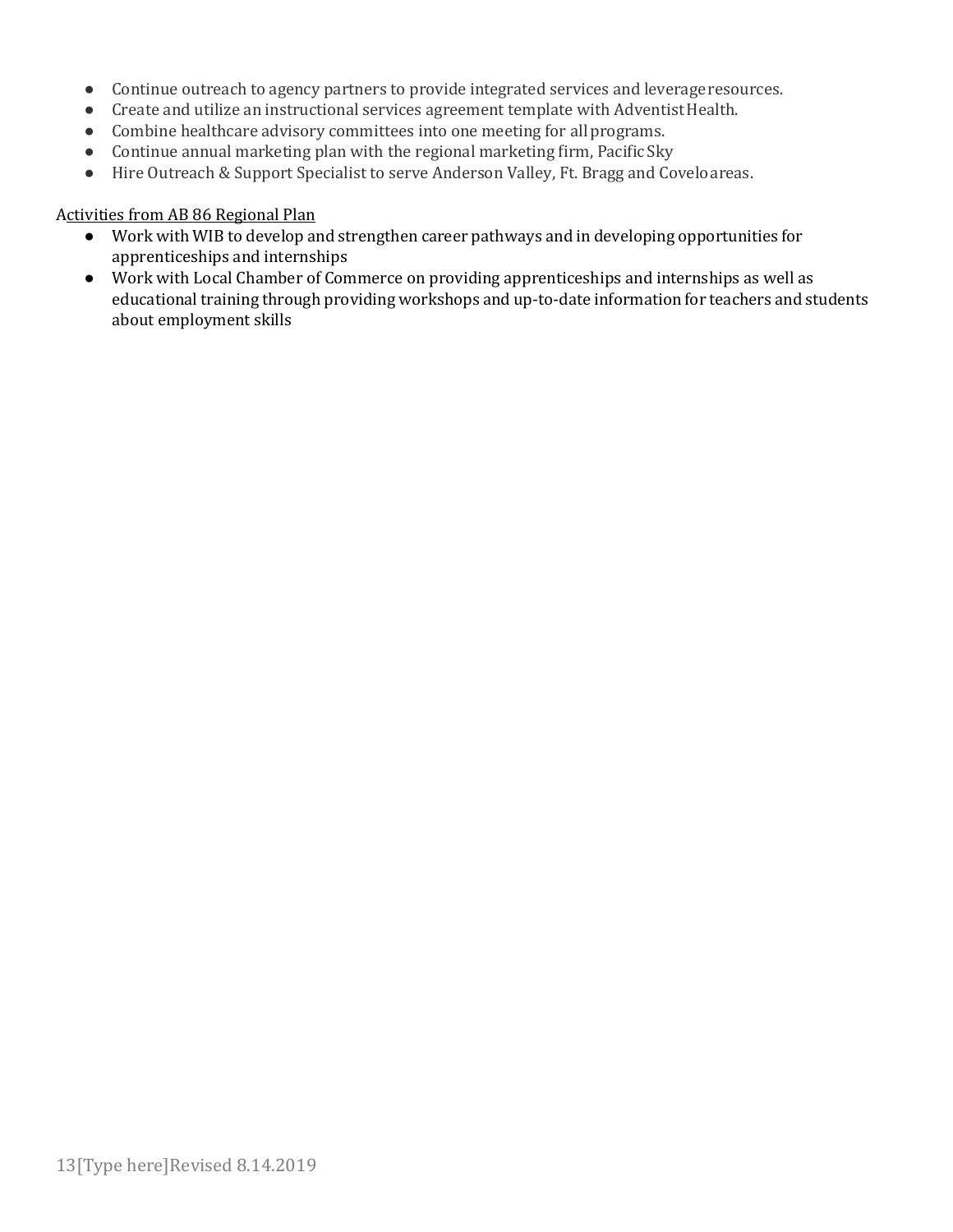- Continue outreach to agency partners to provide integrated services and leverage resources.
- Create and utilize an instructional services agreement template with Adventist Health.
- Combine healthcare advisory committees into one meeting for all programs.
- Continue annual marketing plan with the regional marketing firm, Pacific Sky
- Hire Outreach & Support Specialist to serve Anderson Valley, Ft. Bragg and Covelo areas.

Activities from AB 86 Regional Plan

- Work with WIB to develop and strengthen career pathways and in developing opportunities for apprenticeships and internships
- Work with Local Chamber of Commerce on providing apprenticeships and internships as well as educational training through providing workshops and up-to-date information for teachers and students about employment skills